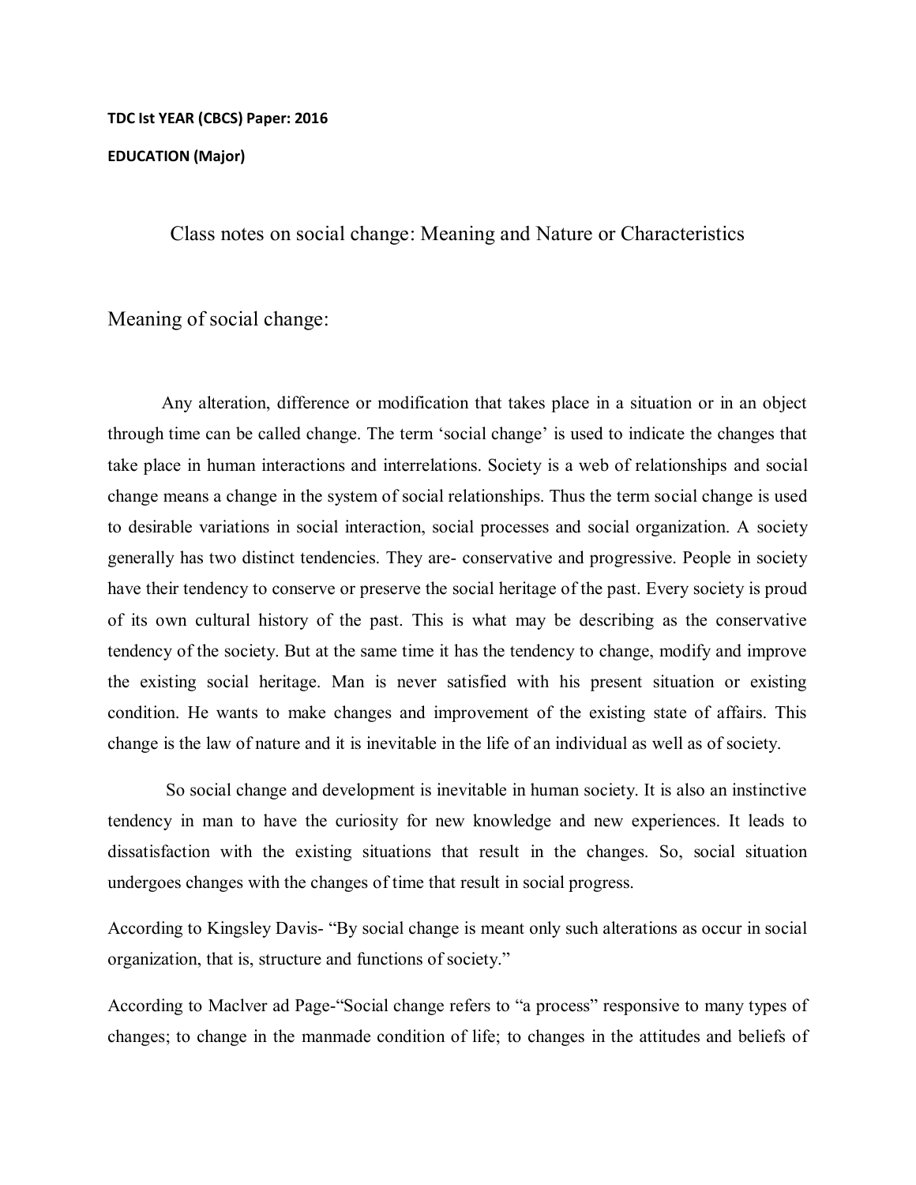**TDC Ist YEAR (CBCS) Paper: 2016**

**EDUCATION (Major)**

# Class notes on social change: Meaning and Nature or Characteristics

## Meaning of social change:

Any alteration, difference or modification that takes place in a situation or in an object through time can be called change. The term 'social change' is used to indicate the changes that take place in human interactions and interrelations. Society is a web of relationships and social change means a change in the system of social relationships. Thus the term social change is used to desirable variations in social interaction, social processes and social organization. A society generally has two distinct tendencies. They are- conservative and progressive. People in society have their tendency to conserve or preserve the social heritage of the past. Every society is proud of its own cultural history of the past. This is what may be describing as the conservative tendency of the society. But at the same time it has the tendency to change, modify and improve the existing social heritage. Man is never satisfied with his present situation or existing condition. He wants to make changes and improvement of the existing state of affairs. This change is the law of nature and it is inevitable in the life of an individual as well as of society.

So social change and development is inevitable in human society. It is also an instinctive tendency in man to have the curiosity for new knowledge and new experiences. It leads to dissatisfaction with the existing situations that result in the changes. So, social situation undergoes changes with the changes of time that result in social progress.

According to Kingsley Davis- "By social change is meant only such alterations as occur in social organization, that is, structure and functions of society."

According to Maclver ad Page-"Social change refers to "a process" responsive to many types of changes; to change in the manmade condition of life; to changes in the attitudes and beliefs of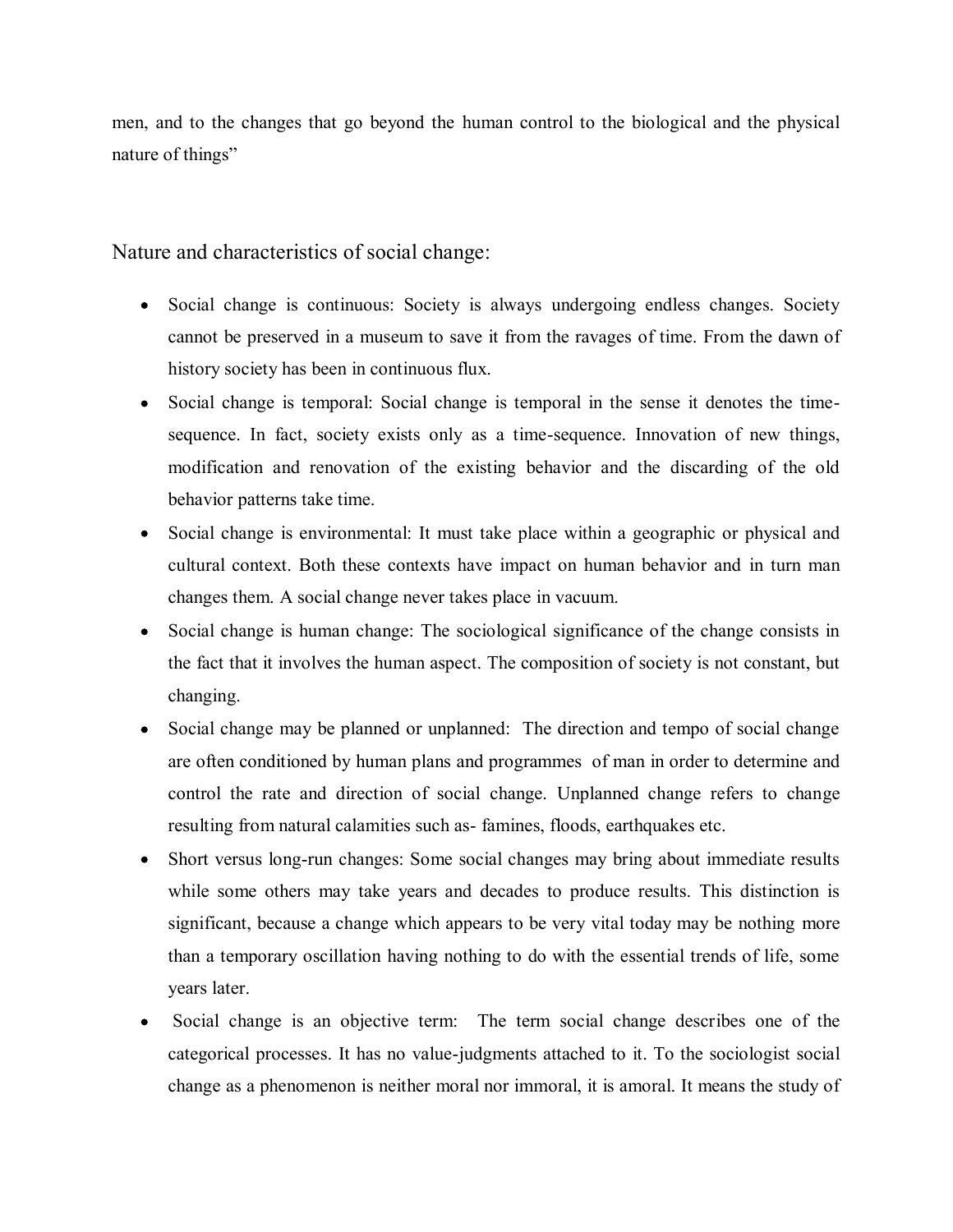men, and to the changes that go beyond the human control to the biological and the physical nature of things"

## Nature and characteristics of social change:

- Social change is continuous: Society is always undergoing endless changes. Society cannot be preserved in a museum to save it from the ravages of time. From the dawn of history society has been in continuous flux.
- Social change is temporal: Social change is temporal in the sense it denotes the time-sequence. In fact, society exists only as a time-sequence. Innovation of new things, modification and renovation of the existing behavior and the discarding of the old behavior patterns take time.
- Social change is environmental: It must take place within a geographic or physical and cultural context. Both these contexts have impact on human behavior and in turn man changes them. A social change never takes place in vacuum.
- Social change is human change: The sociological significance of the change consists in the fact that it involves the human aspect. The composition of society is not constant, but changing.
- Social change may be planned or unplanned: The direction and tempo of social change are often conditioned by human plans and programmes of man in order to determine and control the rate and direction of social change. Unplanned change refers to change resulting from natural calamities such as- famines, floods, earthquakes etc.
- Short versus long-run changes: Some social changes may bring about immediate results while some others may take years and decades to produce results. This distinction is significant, because a change which appears to be very vital today may be nothing more than a temporary oscillation having nothing to do with the essential trends of life, some years later.
- Social change is an objective term: The term social change describes one of the categorical processes. It has no value-judgments attached to it. To the sociologist social change as a phenomenon is neither moral nor immoral, it is amoral. It means the study of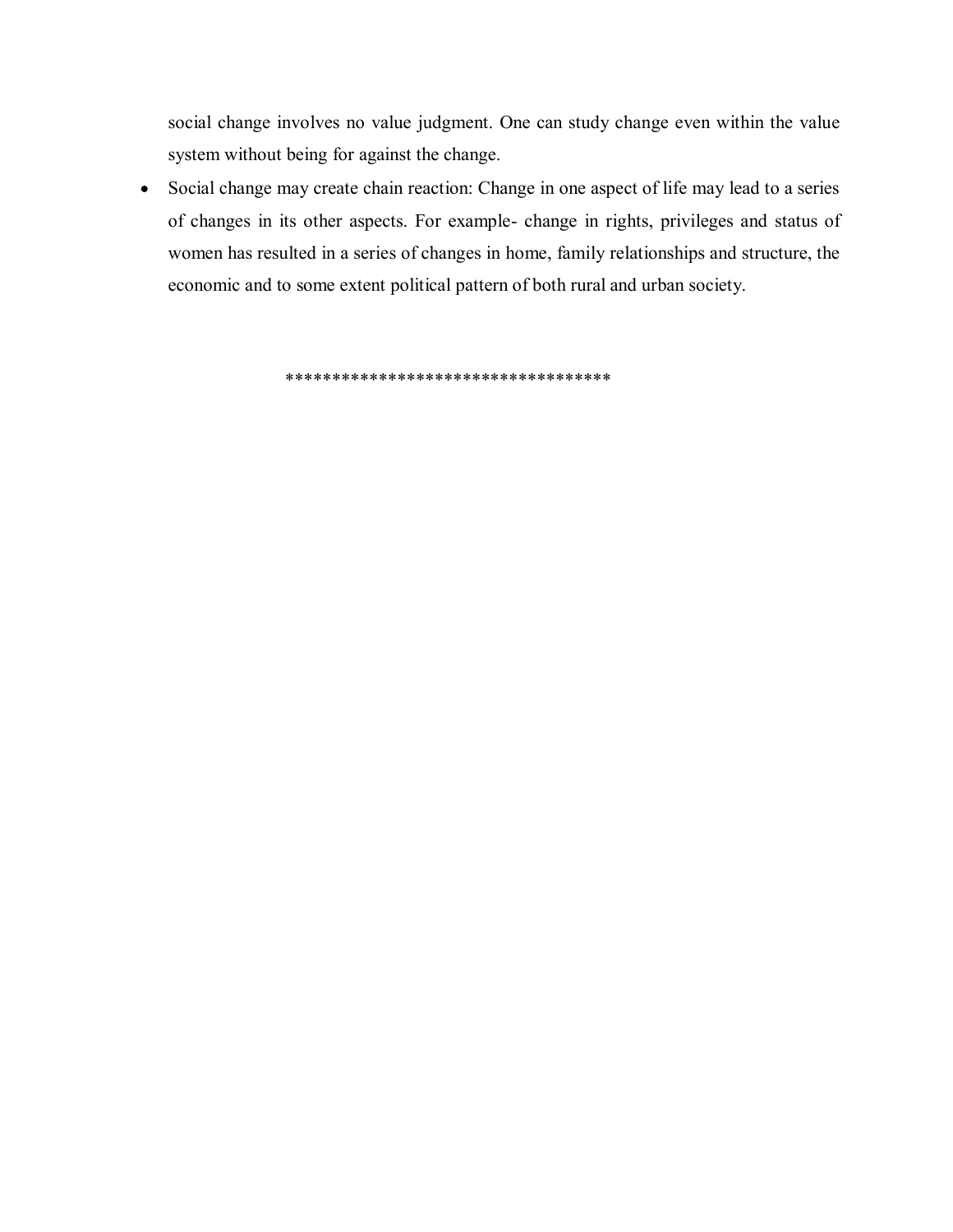social change involves no value judgment. One can study change even within the value system without being for against the change.

- Social change may create chain reaction: Change in one aspect of life may lead to a series of changes in its other aspects. For example- change in rights, privileges and status of women has resulted in a series of changes in home, family relationships and structure, the economic and to some extent political pattern of both rural and urban society.

************************************